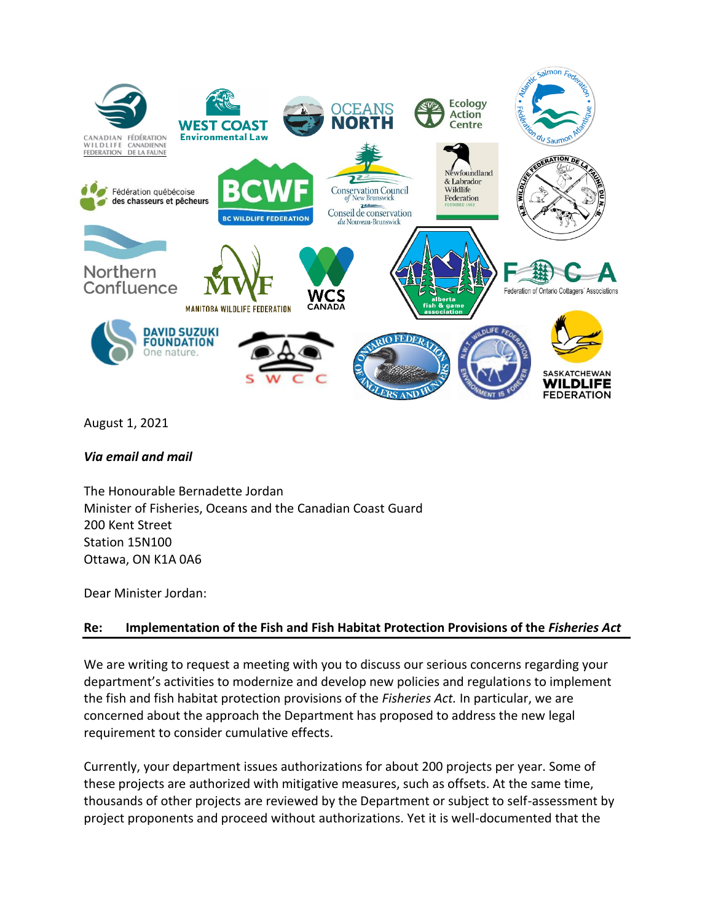August 1, 2021

***Via email and mail***

The Honourable Bernadette Jordan
Minister of Fisheries, Oceans and the Canadian Coast Guard
200 Kent Street
Station 15N100
Ottawa, ON K1A 0A6

Dear Minister Jordan:

**Re: Implementation of the Fish and Fish Habitat Protection Provisions of the *Fisheries Act***

We are writing to request a meeting with you to discuss our serious concerns regarding your department's activities to modernize and develop new policies and regulations to implement the fish and fish habitat protection provisions of the *Fisheries Act.* In particular, we are concerned about the approach the Department has proposed to address the new legal requirement to consider cumulative effects.

Currently, your department issues authorizations for about 200 projects per year. Some of these projects are authorized with mitigative measures, such as offsets. At the same time, thousands of other projects are reviewed by the Department or subject to self-assessment by project proponents and proceed without authorizations. Yet it is well-documented that the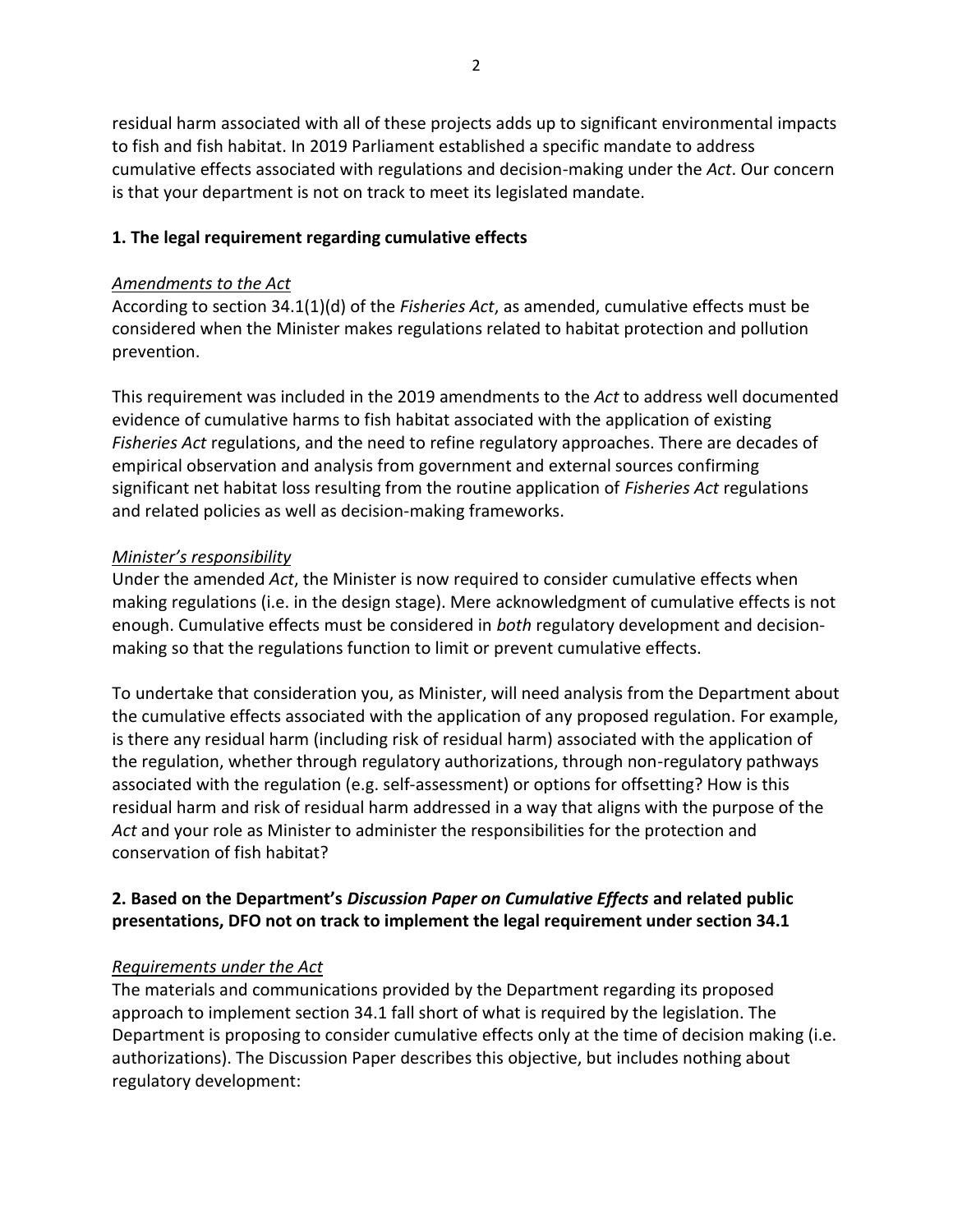residual harm associated with all of these projects adds up to significant environmental impacts to fish and fish habitat. In 2019 Parliament established a specific mandate to address cumulative effects associated with regulations and decision-making under the *Act*. Our concern is that your department is not on track to meet its legislated mandate.

## 1. The legal requirement regarding cumulative effects

### *Amendments to the Act*

According to section 34.1(1)(d) of the *Fisheries Act*, as amended, cumulative effects must be considered when the Minister makes regulations related to habitat protection and pollution prevention.

This requirement was included in the 2019 amendments to the *Act* to address well documented evidence of cumulative harms to fish habitat associated with the application of existing *Fisheries Act* regulations, and the need to refine regulatory approaches. There are decades of empirical observation and analysis from government and external sources confirming significant net habitat loss resulting from the routine application of *Fisheries Act* regulations and related policies as well as decision-making frameworks.

### *Minister's responsibility*

Under the amended *Act*, the Minister is now required to consider cumulative effects when making regulations (i.e. in the design stage). Mere acknowledgment of cumulative effects is not enough. Cumulative effects must be considered in *both* regulatory development and decision-making so that the regulations function to limit or prevent cumulative effects.

To undertake that consideration you, as Minister, will need analysis from the Department about the cumulative effects associated with the application of any proposed regulation. For example, is there any residual harm (including risk of residual harm) associated with the application of the regulation, whether through regulatory authorizations, through non-regulatory pathways associated with the regulation (e.g. self-assessment) or options for offsetting? How is this residual harm and risk of residual harm addressed in a way that aligns with the purpose of the *Act* and your role as Minister to administer the responsibilities for the protection and conservation of fish habitat?

## 2. Based on the Department's *Discussion Paper on Cumulative Effects* and related public presentations, DFO not on track to implement the legal requirement under section 34.1

### *Requirements under the Act*

The materials and communications provided by the Department regarding its proposed approach to implement section 34.1 fall short of what is required by the legislation. The Department is proposing to consider cumulative effects only at the time of decision making (i.e. authorizations). The Discussion Paper describes this objective, but includes nothing about regulatory development: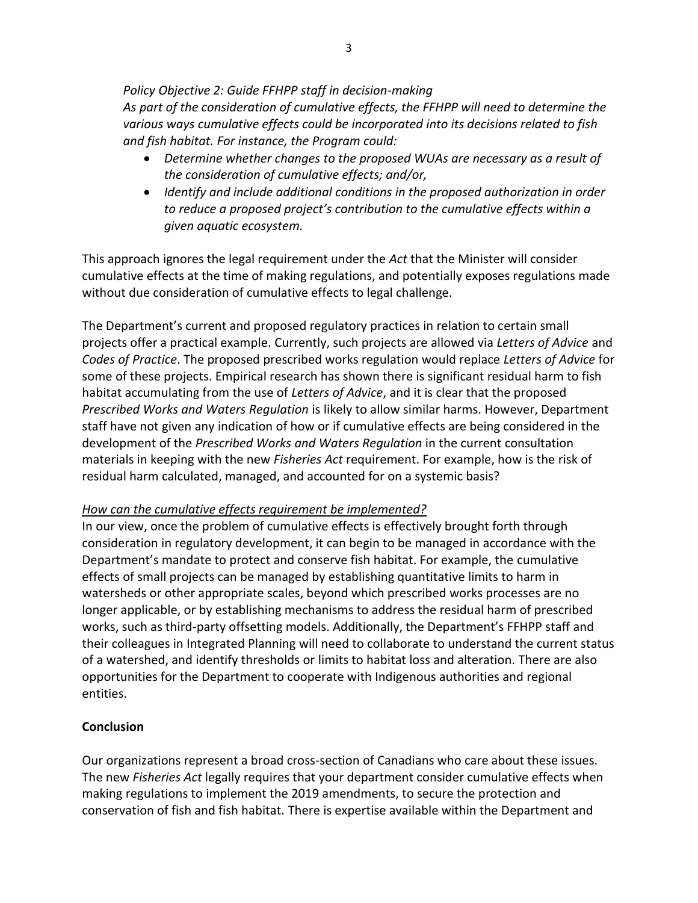*Policy Objective 2: Guide FFHPP staff in decision-making*
*As part of the consideration of cumulative effects, the FFHPP will need to determine the various ways cumulative effects could be incorporated into its decisions related to fish and fish habitat. For instance, the Program could:*

- *Determine whether changes to the proposed WUAs are necessary as a result of the consideration of cumulative effects; and/or,*
- *Identify and include additional conditions in the proposed authorization in order to reduce a proposed project's contribution to the cumulative effects within a given aquatic ecosystem.*

This approach ignores the legal requirement under the *Act* that the Minister will consider cumulative effects at the time of making regulations, and potentially exposes regulations made without due consideration of cumulative effects to legal challenge.

The Department's current and proposed regulatory practices in relation to certain small projects offer a practical example. Currently, such projects are allowed via *Letters of Advice* and *Codes of Practice*. The proposed prescribed works regulation would replace *Letters of Advice* for some of these projects. Empirical research has shown there is significant residual harm to fish habitat accumulating from the use of *Letters of Advice*, and it is clear that the proposed *Prescribed Works and Waters Regulation* is likely to allow similar harms. However, Department staff have not given any indication of how or if cumulative effects are being considered in the development of the *Prescribed Works and Waters Regulation* in the current consultation materials in keeping with the new *Fisheries Act* requirement. For example, how is the risk of residual harm calculated, managed, and accounted for on a systemic basis?

<u>*How can the cumulative effects requirement be implemented?*</u>

In our view, once the problem of cumulative effects is effectively brought forth through consideration in regulatory development, it can begin to be managed in accordance with the Department's mandate to protect and conserve fish habitat. For example, the cumulative effects of small projects can be managed by establishing quantitative limits to harm in watersheds or other appropriate scales, beyond which prescribed works processes are no longer applicable, or by establishing mechanisms to address the residual harm of prescribed works, such as third-party offsetting models. Additionally, the Department's FFHPP staff and their colleagues in Integrated Planning will need to collaborate to understand the current status of a watershed, and identify thresholds or limits to habitat loss and alteration. There are also opportunities for the Department to cooperate with Indigenous authorities and regional entities.

**Conclusion**

Our organizations represent a broad cross-section of Canadians who care about these issues. The new *Fisheries Act* legally requires that your department consider cumulative effects when making regulations to implement the 2019 amendments, to secure the protection and conservation of fish and fish habitat. There is expertise available within the Department and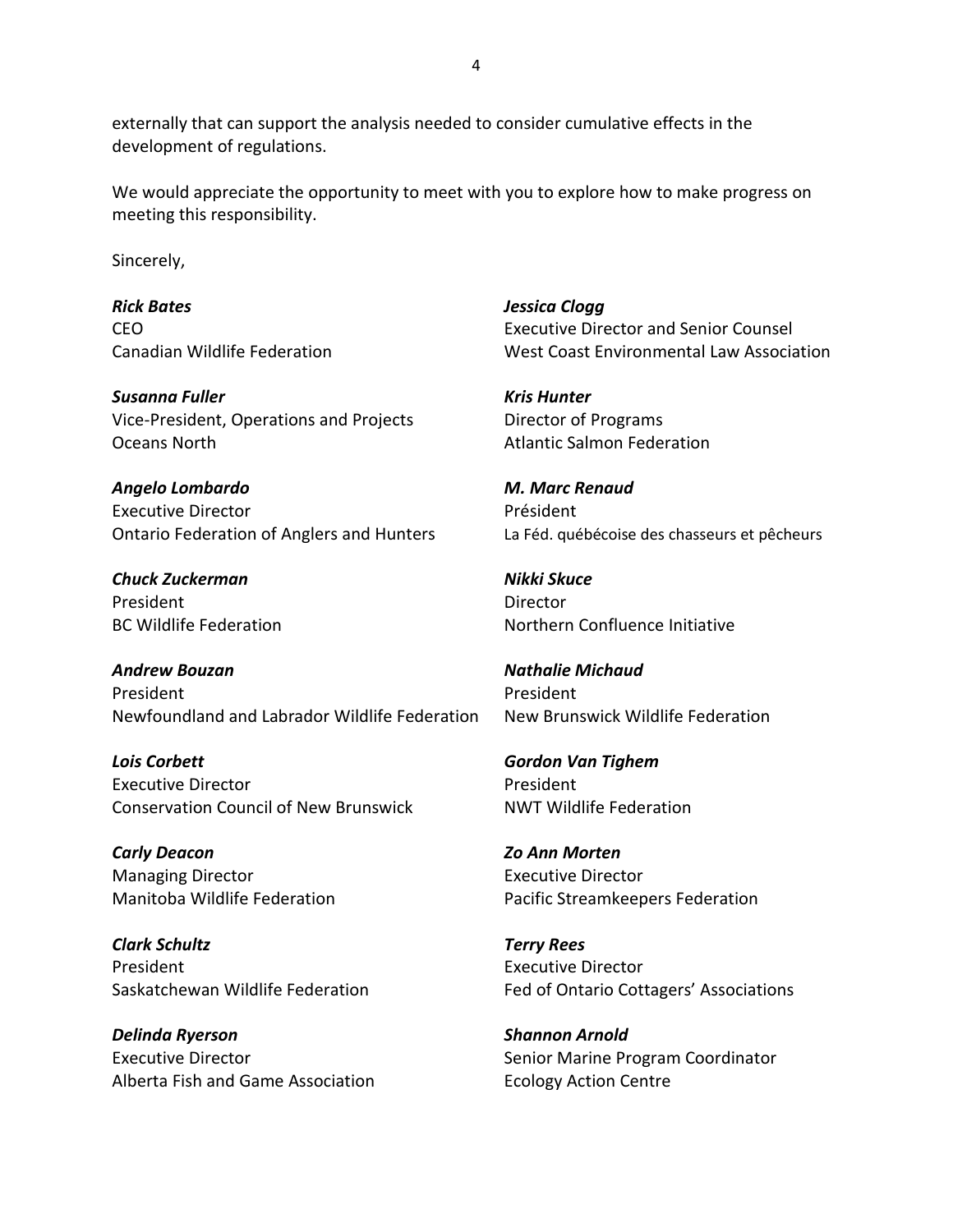externally that can support the analysis needed to consider cumulative effects in the development of regulations.

We would appreciate the opportunity to meet with you to explore how to make progress on meeting this responsibility.

Sincerely,

***Rick Bates***
CEO
Canadian Wildlife Federation

***Jessica Clogg***
Executive Director and Senior Counsel
West Coast Environmental Law Association

***Susanna Fuller***
Vice-President, Operations and Projects
Oceans North

***Kris Hunter***
Director of Programs
Atlantic Salmon Federation

***Angelo Lombardo***
Executive Director
Ontario Federation of Anglers and Hunters

***M. Marc Renaud***
Président
La Féd. québécoise des chasseurs et pêcheurs

***Chuck Zuckerman***
President
BC Wildlife Federation

***Nikki Skuce***
Director
Northern Confluence Initiative

***Andrew Bouzan***
President
Newfoundland and Labrador Wildlife Federation

***Nathalie Michaud***
President
New Brunswick Wildlife Federation

***Lois Corbett***
Executive Director
Conservation Council of New Brunswick

***Gordon Van Tighem***
President
NWT Wildlife Federation

***Carly Deacon***
Managing Director
Manitoba Wildlife Federation

***Zo Ann Morten***
Executive Director
Pacific Streamkeepers Federation

***Clark Schultz***
President
Saskatchewan Wildlife Federation

***Terry Rees***
Executive Director
Fed of Ontario Cottagers' Associations

***Delinda Ryerson***
Executive Director
Alberta Fish and Game Association

***Shannon Arnold***
Senior Marine Program Coordinator
Ecology Action Centre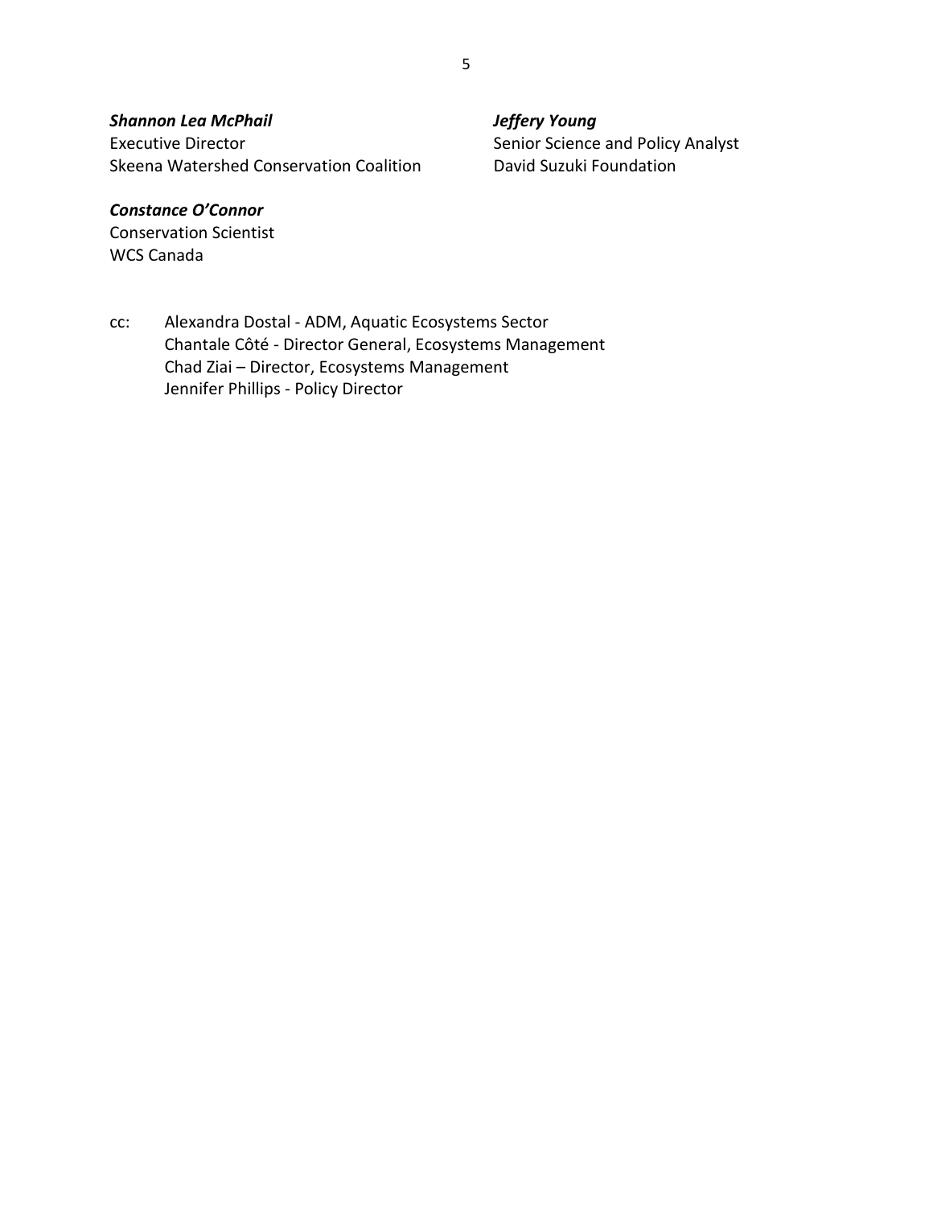***Shannon Lea McPhail***
Executive Director
Skeena Watershed Conservation Coalition

***Jeffery Young***
Senior Science and Policy Analyst
David Suzuki Foundation

***Constance O'Connor***
Conservation Scientist
WCS Canada

cc: Alexandra Dostal - ADM, Aquatic Ecosystems Sector
Chantale Côté - Director General, Ecosystems Management
Chad Ziai – Director, Ecosystems Management
Jennifer Phillips - Policy Director